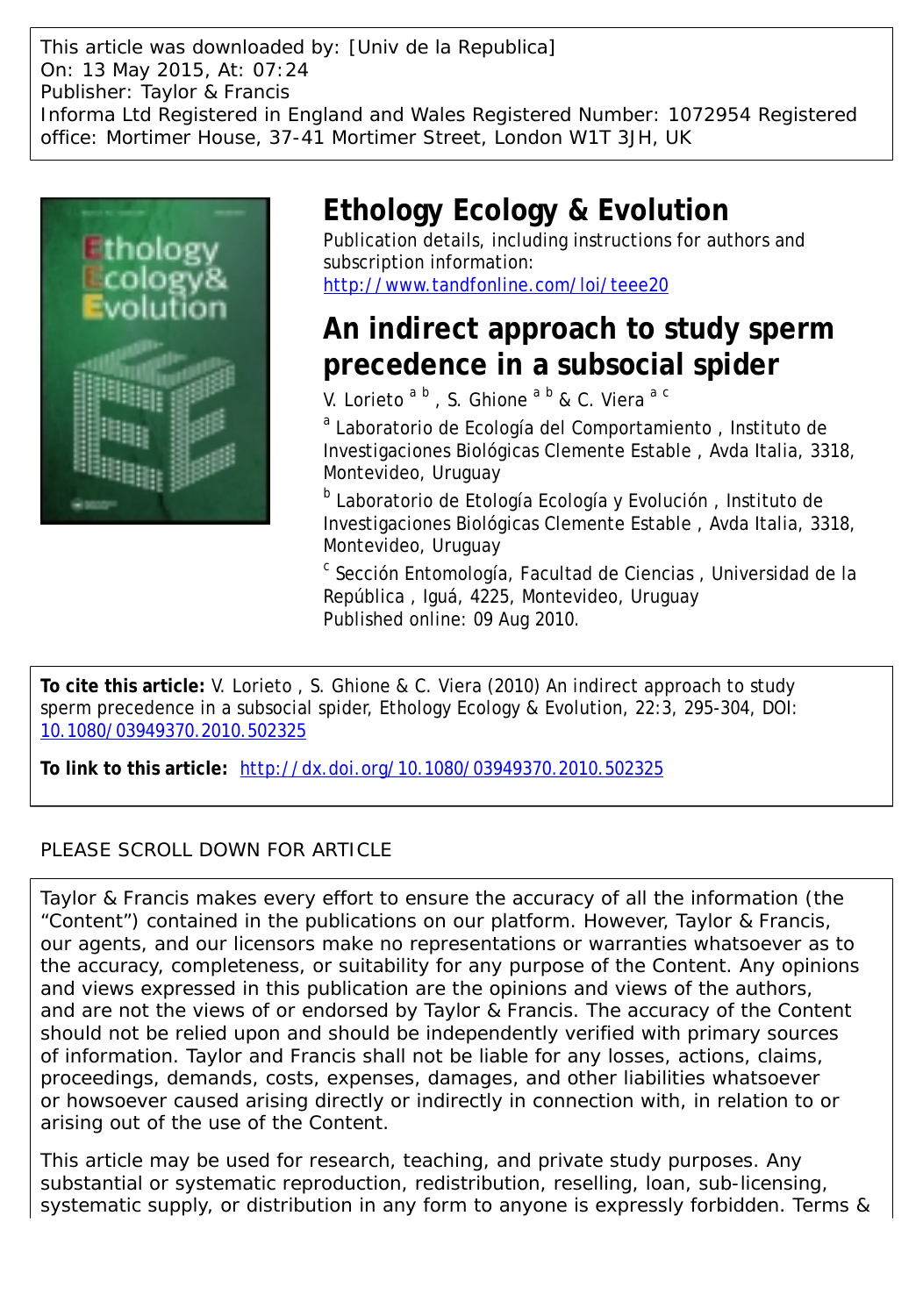This article was downloaded by: [Univ de la Republica]
On: 13 May 2015, At: 07:24
Publisher: Taylor & Francis
Informa Ltd Registered in England and Wales Registered Number: 1072954 Registered office: Mortimer House, 37-41 Mortimer Street, London W1T 3JH, UK

# Ethology Ecology & Evolution

Publication details, including instructions for authors and subscription information:
http://www.tandfonline.com/loi/teee20

# An indirect approach to study sperm precedence in a subsocial spider

V. Lorieto [a b] , S. Ghione [a b] & C. Viera [a c]

[a] Laboratorio de Ecología del Comportamiento , Instituto de Investigaciones Biológicas Clemente Estable , Avda Italia, 3318, Montevideo, Uruguay

[b] Laboratorio de Etología Ecología y Evolución , Instituto de Investigaciones Biológicas Clemente Estable , Avda Italia, 3318, Montevideo, Uruguay

[c] Sección Entomología, Facultad de Ciencias , Universidad de la República , Iguá, 4225, Montevideo, Uruguay

Published online: 09 Aug 2010.

**To cite this article:** V. Lorieto , S. Ghione & C. Viera (2010) An indirect approach to study sperm precedence in a subsocial spider, Ethology Ecology & Evolution, 22:3, 295-304, DOI: 10.1080/03949370.2010.502325

**To link to this article:** http://dx.doi.org/10.1080/03949370.2010.502325

PLEASE SCROLL DOWN FOR ARTICLE

Taylor & Francis makes every effort to ensure the accuracy of all the information (the "Content") contained in the publications on our platform. However, Taylor & Francis, our agents, and our licensors make no representations or warranties whatsoever as to the accuracy, completeness, or suitability for any purpose of the Content. Any opinions and views expressed in this publication are the opinions and views of the authors, and are not the views of or endorsed by Taylor & Francis. The accuracy of the Content should not be relied upon and should be independently verified with primary sources of information. Taylor and Francis shall not be liable for any losses, actions, claims, proceedings, demands, costs, expenses, damages, and other liabilities whatsoever or howsoever caused arising directly or indirectly in connection with, in relation to or arising out of the use of the Content.

This article may be used for research, teaching, and private study purposes. Any substantial or systematic reproduction, redistribution, reselling, loan, sub-licensing, systematic supply, or distribution in any form to anyone is expressly forbidden. Terms &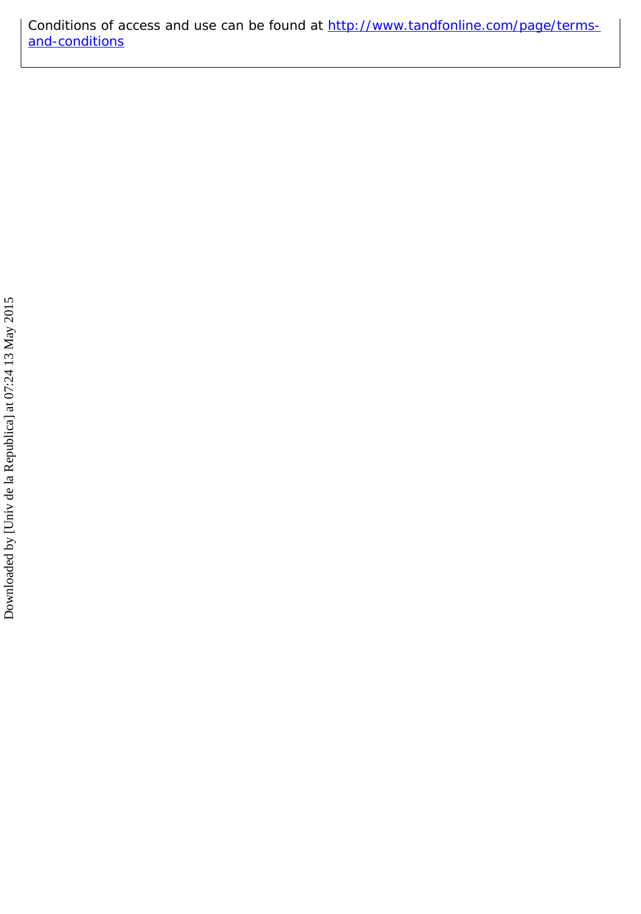Conditions of access and use can be found at http://www.tandfonline.com/page/terms-and-conditions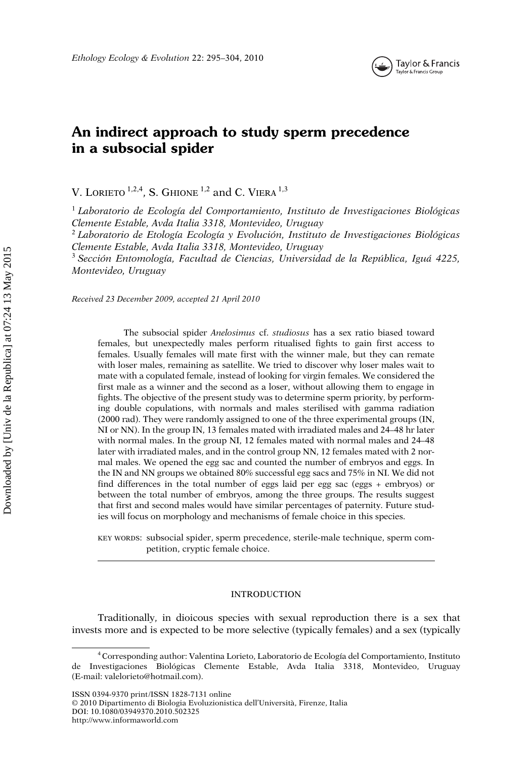# An indirect approach to study sperm precedence in a subsocial spider

V. Lorieto [1,2,4], S. Ghione [1,2] and C. Viera [1,3]

[1] *Laboratorio de Ecología del Comportamiento, Instituto de Investigaciones Biológicas Clemente Estable, Avda Italia 3318, Montevideo, Uruguay*

[2] *Laboratorio de Etología Ecología y Evolución, Instituto de Investigaciones Biológicas Clemente Estable, Avda Italia 3318, Montevideo, Uruguay*

[3] *Sección Entomología, Facultad de Ciencias, Universidad de la República, Iguá 4225, Montevideo, Uruguay*

*Received 23 December 2009, accepted 21 April 2010*

The subsocial spider *Anelosimus* cf. *studiosus* has a sex ratio biased toward females, but unexpectedly males perform ritualised fights to gain first access to females. Usually females will mate first with the winner male, but they can remate with loser males, remaining as satellite. We tried to discover why loser males wait to mate with a copulated female, instead of looking for virgin females. We considered the first male as a winner and the second as a loser, without allowing them to engage in fights. The objective of the present study was to determine sperm priority, by performing double copulations, with normals and males sterilised with gamma radiation (2000 rad). They were randomly assigned to one of the three experimental groups (IN, NI or NN). In the group IN, 13 females mated with irradiated males and 24–48 hr later with normal males. In the group NI, 12 females mated with normal males and 24–48 later with irradiated males, and in the control group NN, 12 females mated with 2 normal males. We opened the egg sac and counted the number of embryos and eggs. In the IN and NN groups we obtained 80% successful egg sacs and 75% in NI. We did not find differences in the total number of eggs laid per egg sac (eggs + embryos) or between the total number of embryos, among the three groups. The results suggest that first and second males would have similar percentages of paternity. Future studies will focus on morphology and mechanisms of female choice in this species.

KEY WORDS: subsocial spider, sperm precedence, sterile-male technique, sperm competition, cryptic female choice.

## INTRODUCTION

Traditionally, in dioicous species with sexual reproduction there is a sex that invests more and is expected to be more selective (typically females) and a sex (typically

[4] Corresponding author: Valentina Lorieto, Laboratorio de Ecología del Comportamiento, Instituto de Investigaciones Biológicas Clemente Estable, Avda Italia 3318, Montevideo, Uruguay (E-mail: valelorieto@hotmail.com).

ISSN 0394-9370 print/ISSN 1828-7131 online
© 2010 Dipartimento di Biologia Evoluzionistica dell'Università, Firenze, Italia
DOI: 10.1080/03949370.2010.502325
http://www.informaworld.com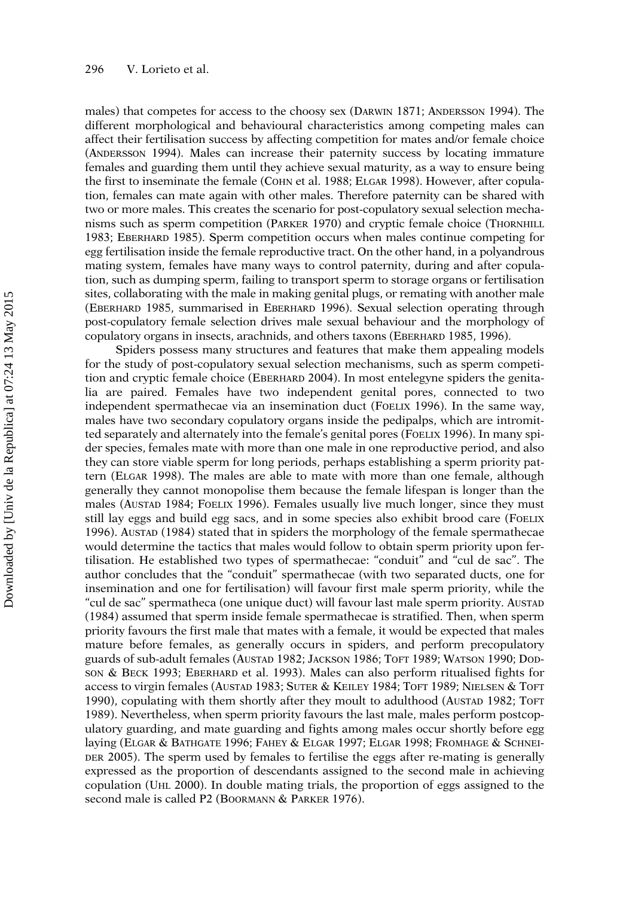males) that competes for access to the choosy sex (Darwin 1871; Andersson 1994). The different morphological and behavioural characteristics among competing males can affect their fertilisation success by affecting competition for mates and/or female choice (Andersson 1994). Males can increase their paternity success by locating immature females and guarding them until they achieve sexual maturity, as a way to ensure being the first to inseminate the female (Cohn et al. 1988; Elgar 1998). However, after copulation, females can mate again with other males. Therefore paternity can be shared with two or more males. This creates the scenario for post-copulatory sexual selection mechanisms such as sperm competition (Parker 1970) and cryptic female choice (Thornhill 1983; Eberhard 1985). Sperm competition occurs when males continue competing for egg fertilisation inside the female reproductive tract. On the other hand, in a polyandrous mating system, females have many ways to control paternity, during and after copulation, such as dumping sperm, failing to transport sperm to storage organs or fertilisation sites, collaborating with the male in making genital plugs, or remating with another male (Eberhard 1985, summarised in Eberhard 1996). Sexual selection operating through post-copulatory female selection drives male sexual behaviour and the morphology of copulatory organs in insects, arachnids, and others taxons (Eberhard 1985, 1996).

Spiders possess many structures and features that make them appealing models for the study of post-copulatory sexual selection mechanisms, such as sperm competition and cryptic female choice (Eberhard 2004). In most entelegyne spiders the genitalia are paired. Females have two independent genital pores, connected to two independent spermathecae via an insemination duct (Foelix 1996). In the same way, males have two secondary copulatory organs inside the pedipalps, which are intromitted separately and alternately into the female's genital pores (Foelix 1996). In many spider species, females mate with more than one male in one reproductive period, and also they can store viable sperm for long periods, perhaps establishing a sperm priority pattern (Elgar 1998). The males are able to mate with more than one female, although generally they cannot monopolise them because the female lifespan is longer than the males (Austad 1984; Foelix 1996). Females usually live much longer, since they must still lay eggs and build egg sacs, and in some species also exhibit brood care (Foelix 1996). Austad (1984) stated that in spiders the morphology of the female spermathecae would determine the tactics that males would follow to obtain sperm priority upon fertilisation. He established two types of spermathecae: "conduit" and "cul de sac". The author concludes that the "conduit" spermathecae (with two separated ducts, one for insemination and one for fertilisation) will favour first male sperm priority, while the "cul de sac" spermatheca (one unique duct) will favour last male sperm priority. Austad (1984) assumed that sperm inside female spermathecae is stratified. Then, when sperm priority favours the first male that mates with a female, it would be expected that males mature before females, as generally occurs in spiders, and perform precopulatory guards of sub-adult females (Austad 1982; Jackson 1986; Toft 1989; Watson 1990; Dodson & Beck 1993; Eberhard et al. 1993). Males can also perform ritualised fights for access to virgin females (Austad 1983; Suter & Keiley 1984; Toft 1989; Nielsen & Toft 1990), copulating with them shortly after they moult to adulthood (Austad 1982; Toft 1989). Nevertheless, when sperm priority favours the last male, males perform postcopulatory guarding, and mate guarding and fights among males occur shortly before egg laying (Elgar & Bathgate 1996; Fahey & Elgar 1997; Elgar 1998; Fromhage & Schneider 2005). The sperm used by females to fertilise the eggs after re-mating is generally expressed as the proportion of descendants assigned to the second male in achieving copulation (Uhl 2000). In double mating trials, the proportion of eggs assigned to the second male is called P2 (Boormann & Parker 1976).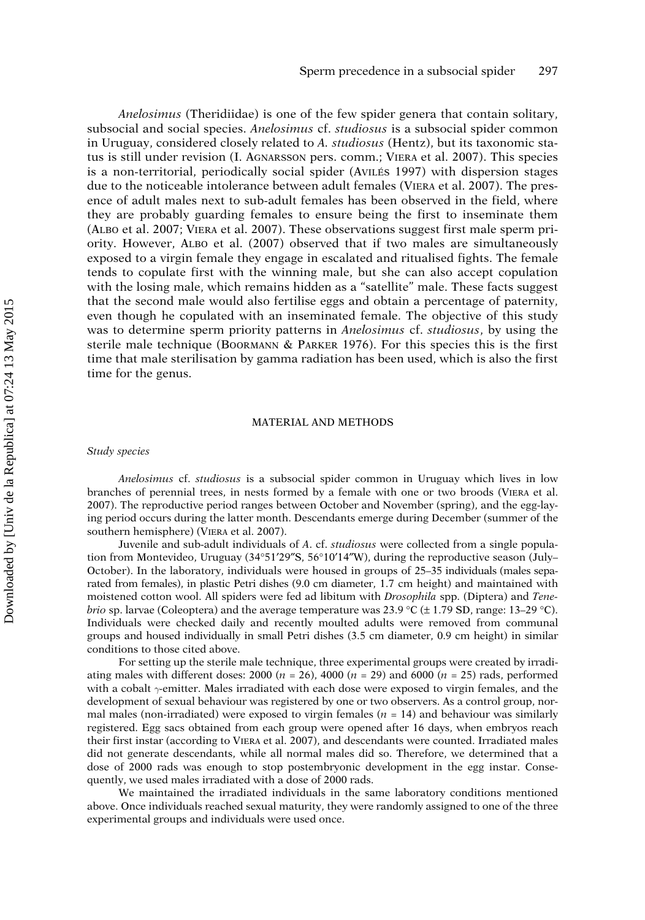*Anelosimus* (Theridiidae) is one of the few spider genera that contain solitary, subsocial and social species. *Anelosimus* cf. *studiosus* is a subsocial spider common in Uruguay, considered closely related to *A. studiosus* (Hentz), but its taxonomic status is still under revision (I. Agnarsson pers. comm.; Viera et al. 2007). This species is a non-territorial, periodically social spider (Avilés 1997) with dispersion stages due to the noticeable intolerance between adult females (Viera et al. 2007). The presence of adult males next to sub-adult females has been observed in the field, where they are probably guarding females to ensure being the first to inseminate them (Albo et al. 2007; Viera et al. 2007). These observations suggest first male sperm priority. However, Albo et al. (2007) observed that if two males are simultaneously exposed to a virgin female they engage in escalated and ritualised fights. The female tends to copulate first with the winning male, but she can also accept copulation with the losing male, which remains hidden as a "satellite" male. These facts suggest that the second male would also fertilise eggs and obtain a percentage of paternity, even though he copulated with an inseminated female. The objective of this study was to determine sperm priority patterns in *Anelosimus* cf. *studiosus*, by using the sterile male technique (Boormann & Parker 1976). For this species this is the first time that male sterilisation by gamma radiation has been used, which is also the first time for the genus.

## MATERIAL AND METHODS

### *Study species*

*Anelosimus* cf. *studiosus* is a subsocial spider common in Uruguay which lives in low branches of perennial trees, in nests formed by a female with one or two broods (Viera et al. 2007). The reproductive period ranges between October and November (spring), and the egg-laying period occurs during the latter month. Descendants emerge during December (summer of the southern hemisphere) (Viera et al. 2007).

Juvenile and sub-adult individuals of *A.* cf. *studiosus* were collected from a single population from Montevideo, Uruguay (34°51′29″S, 56°10′14″W), during the reproductive season (July–October). In the laboratory, individuals were housed in groups of 25–35 individuals (males separated from females), in plastic Petri dishes (9.0 cm diameter, 1.7 cm height) and maintained with moistened cotton wool. All spiders were fed ad libitum with *Drosophila* spp. (Diptera) and *Tenebrio* sp. larvae (Coleoptera) and the average temperature was 23.9 °C (± 1.79 SD, range: 13–29 °C). Individuals were checked daily and recently moulted adults were removed from communal groups and housed individually in small Petri dishes (3.5 cm diameter, 0.9 cm height) in similar conditions to those cited above.

For setting up the sterile male technique, three experimental groups were created by irradiating males with different doses: 2000 ($n$ = 26), 4000 ($n$ = 29) and 6000 ($n$ = 25) rads, performed with a cobalt $\gamma$-emitter. Males irradiated with each dose were exposed to virgin females, and the development of sexual behaviour was registered by one or two observers. As a control group, normal males (non-irradiated) were exposed to virgin females ($n$ = 14) and behaviour was similarly registered. Egg sacs obtained from each group were opened after 16 days, when embryos reach their first instar (according to Viera et al. 2007), and descendants were counted. Irradiated males did not generate descendants, while all normal males did so. Therefore, we determined that a dose of 2000 rads was enough to stop postembryonic development in the egg instar. Consequently, we used males irradiated with a dose of 2000 rads.

We maintained the irradiated individuals in the same laboratory conditions mentioned above. Once individuals reached sexual maturity, they were randomly assigned to one of the three experimental groups and individuals were used once.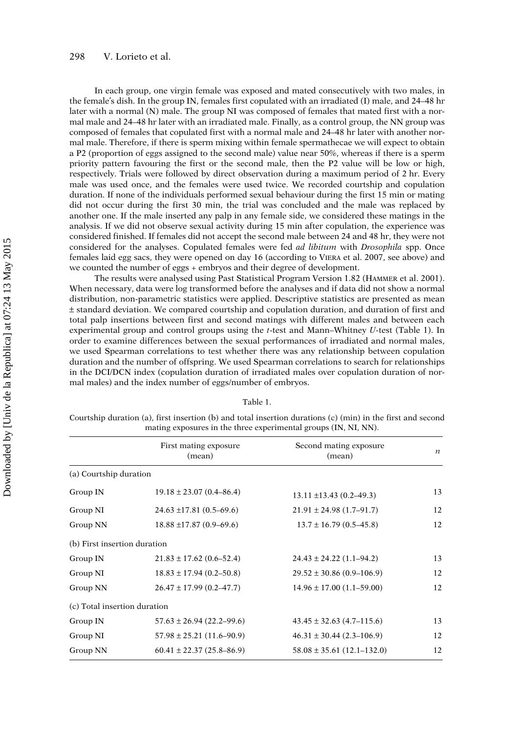In each group, one virgin female was exposed and mated consecutively with two males, in the female's dish. In the group IN, females first copulated with an irradiated (I) male, and 24–48 hr later with a normal (N) male. The group NI was composed of females that mated first with a normal male and 24–48 hr later with an irradiated male. Finally, as a control group, the NN group was composed of females that copulated first with a normal male and 24–48 hr later with another normal male. Therefore, if there is sperm mixing within female spermathecae we will expect to obtain a P2 (proportion of eggs assigned to the second male) value near 50%, whereas if there is a sperm priority pattern favouring the first or the second male, then the P2 value will be low or high, respectively. Trials were followed by direct observation during a maximum period of 2 hr. Every male was used once, and the females were used twice. We recorded courtship and copulation duration. If none of the individuals performed sexual behaviour during the first 15 min or mating did not occur during the first 30 min, the trial was concluded and the male was replaced by another one. If the male inserted any palp in any female side, we considered these matings in the analysis. If we did not observe sexual activity during 15 min after copulation, the experience was considered finished. If females did not accept the second male between 24 and 48 hr, they were not considered for the analyses. Copulated females were fed *ad libitum* with *Drosophila* spp. Once females laid egg sacs, they were opened on day 16 (according to Viera et al. 2007, see above) and we counted the number of eggs + embryos and their degree of development.

The results were analysed using Past Statistical Program Version 1.82 (Hammer et al. 2001). When necessary, data were log transformed before the analyses and if data did not show a normal distribution, non-parametric statistics were applied. Descriptive statistics are presented as mean ± standard deviation. We compared courtship and copulation duration, and duration of first and total palp insertions between first and second matings with different males and between each experimental group and control groups using the *t*-test and Mann–Whitney *U*-test (Table 1). In order to examine differences between the sexual performances of irradiated and normal males, we used Spearman correlations to test whether there was any relationship between copulation duration and the number of offspring. We used Spearman correlations to search for relationships in the DCI/DCN index (copulation duration of irradiated males over copulation duration of normal males) and the index number of eggs/number of embryos.

Table 1.

Courtship duration (a), first insertion (b) and total insertion durations (c) (min) in the first and second mating exposures in the three experimental groups (IN, NI, NN).

| | First mating exposure (mean) | Second mating exposure (mean) | $n$ |
|---|---|---|---|
| (a) Courtship duration | | | |
| Group IN | 19.18 ± 23.07 (0.4–86.4) | 13.11 ±13.43 (0.2–49.3) | 13 |
| Group NI | 24.63 ±17.81 (0.5–69.6) | 21.91 ± 24.98 (1.7–91.7) | 12 |
| Group NN | 18.88 ±17.87 (0.9–69.6) | 13.7 ± 16.79 (0.5–45.8) | 12 |
| (b) First insertion duration | | | |
| Group IN | 21.83 ± 17.62 (0.6–52.4) | 24.43 ± 24.22 (1.1–94.2) | 13 |
| Group NI | 18.83 ± 17.94 (0.2–50.8) | 29.52 ± 30.86 (0.9–106.9) | 12 |
| Group NN | 26.47 ± 17.99 (0.2–47.7) | 14.96 ± 17.00 (1.1–59.00) | 12 |
| (c) Total insertion duration | | | |
| Group IN | 57.63 ± 26.94 (22.2–99.6) | 43.45 ± 32.63 (4.7–115.6) | 13 |
| Group NI | 57.98 ± 25.21 (11.6–90.9) | 46.31 ± 30.44 (2.3–106.9) | 12 |
| Group NN | 60.41 ± 22.37 (25.8–86.9) | 58.08 ± 35.61 (12.1–132.0) | 12 |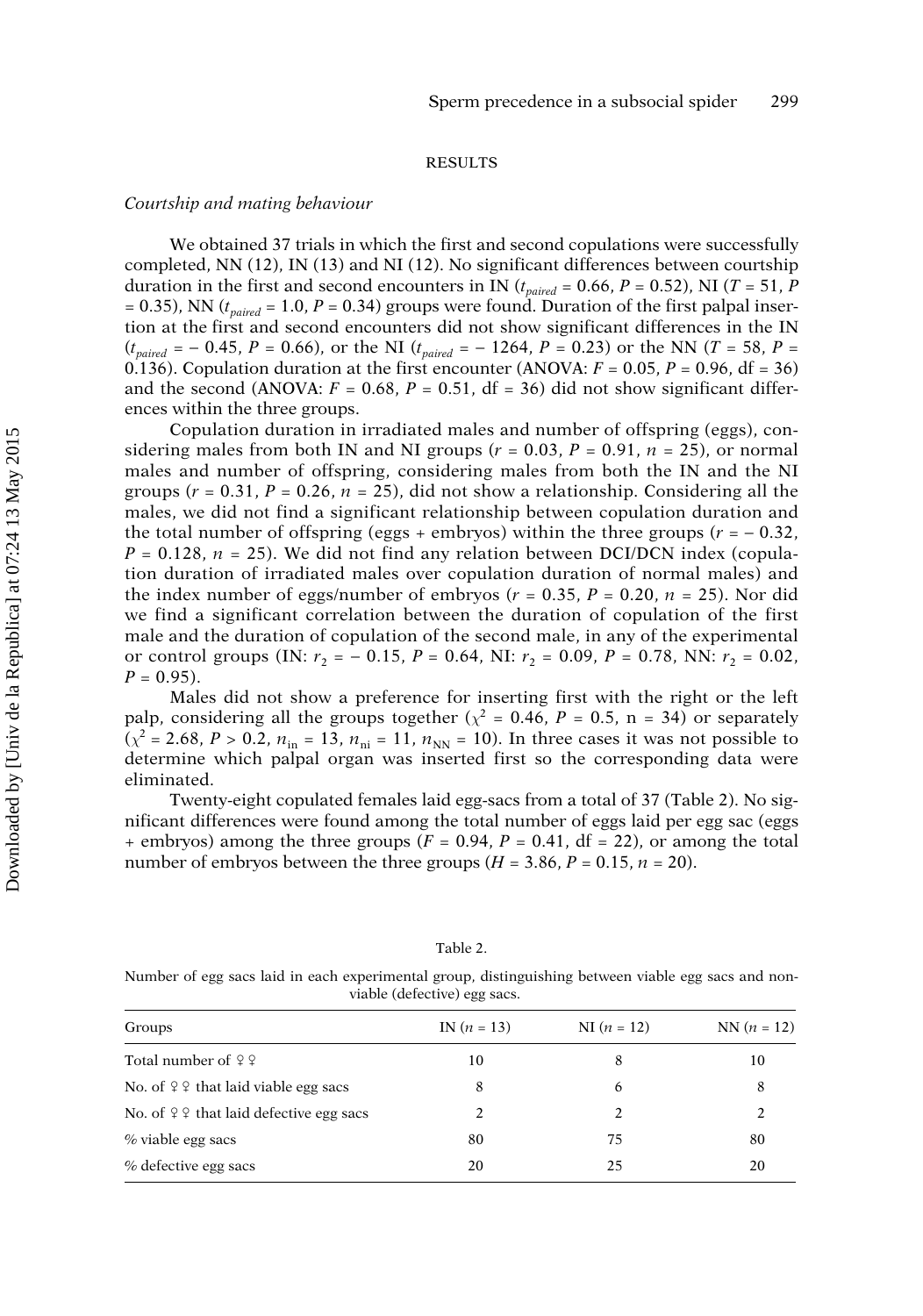## RESULTS

### *Courtship and mating behaviour*

We obtained 37 trials in which the first and second copulations were successfully completed, NN (12), IN (13) and NI (12). No significant differences between courtship duration in the first and second encounters in IN ($t_{paired}$ = 0.66, $P$ = 0.52), NI ($T$ = 51, $P$ = 0.35), NN ($t_{paired}$ = 1.0, $P$ = 0.34) groups were found. Duration of the first palpal insertion at the first and second encounters did not show significant differences in the IN ($t_{paired}$ = − 0.45, $P$ = 0.66), or the NI ($t_{paired}$ = − 1264, $P$ = 0.23) or the NN ($T$ = 58, $P$ = 0.136). Copulation duration at the first encounter (ANOVA: $F$ = 0.05, $P$ = 0.96, df = 36) and the second (ANOVA: $F$ = 0.68, $P$ = 0.51, df = 36) did not show significant differences within the three groups.

Copulation duration in irradiated males and number of offspring (eggs), considering males from both IN and NI groups ($r$ = 0.03, $P$ = 0.91, $n$ = 25), or normal males and number of offspring, considering males from both the IN and the NI groups ($r$ = 0.31, $P$ = 0.26, $n$ = 25), did not show a relationship. Considering all the males, we did not find a significant relationship between copulation duration and the total number of offspring (eggs + embryos) within the three groups ($r$ = − 0.32, $P$ = 0.128, $n$ = 25). We did not find any relation between DCI/DCN index (copulation duration of irradiated males over copulation duration of normal males) and the index number of eggs/number of embryos ($r$ = 0.35, $P$ = 0.20, $n$ = 25). Nor did we find a significant correlation between the duration of copulation of the first male and the duration of copulation of the second male, in any of the experimental or control groups (IN: $r_2$ = − 0.15, $P$ = 0.64, NI: $r_2$ = 0.09, $P$ = 0.78, NN: $r_2$ = 0.02, $P$ = 0.95).

Males did not show a preference for inserting first with the right or the left palp, considering all the groups together ($\chi^2$ = 0.46, $P$ = 0.5, n = 34) or separately ($\chi^2$ = 2.68, $P$ > 0.2, $n_{in}$ = 13, $n_{ni}$ = 11, $n_{NN}$ = 10). In three cases it was not possible to determine which palpal organ was inserted first so the corresponding data were eliminated.

Twenty-eight copulated females laid egg-sacs from a total of 37 (Table 2). No significant differences were found among the total number of eggs laid per egg sac (eggs + embryos) among the three groups ($F$ = 0.94, $P$ = 0.41, df = 22), or among the total number of embryos between the three groups ($H$ = 3.86, $P$ = 0.15, $n$ = 20).

Table 2.

Number of egg sacs laid in each experimental group, distinguishing between viable egg sacs and non-viable (defective) egg sacs.

| Groups | IN ($n$ = 13) | NI ($n$ = 12) | NN ($n$ = 12) |
|---|---|---|---|
| Total number of ♀♀ | 10 | 8 | 10 |
| No. of ♀♀ that laid viable egg sacs | 8 | 6 | 8 |
| No. of ♀♀ that laid defective egg sacs | 2 | 2 | 2 |
| % viable egg sacs | 80 | 75 | 80 |
| % defective egg sacs | 20 | 25 | 20 |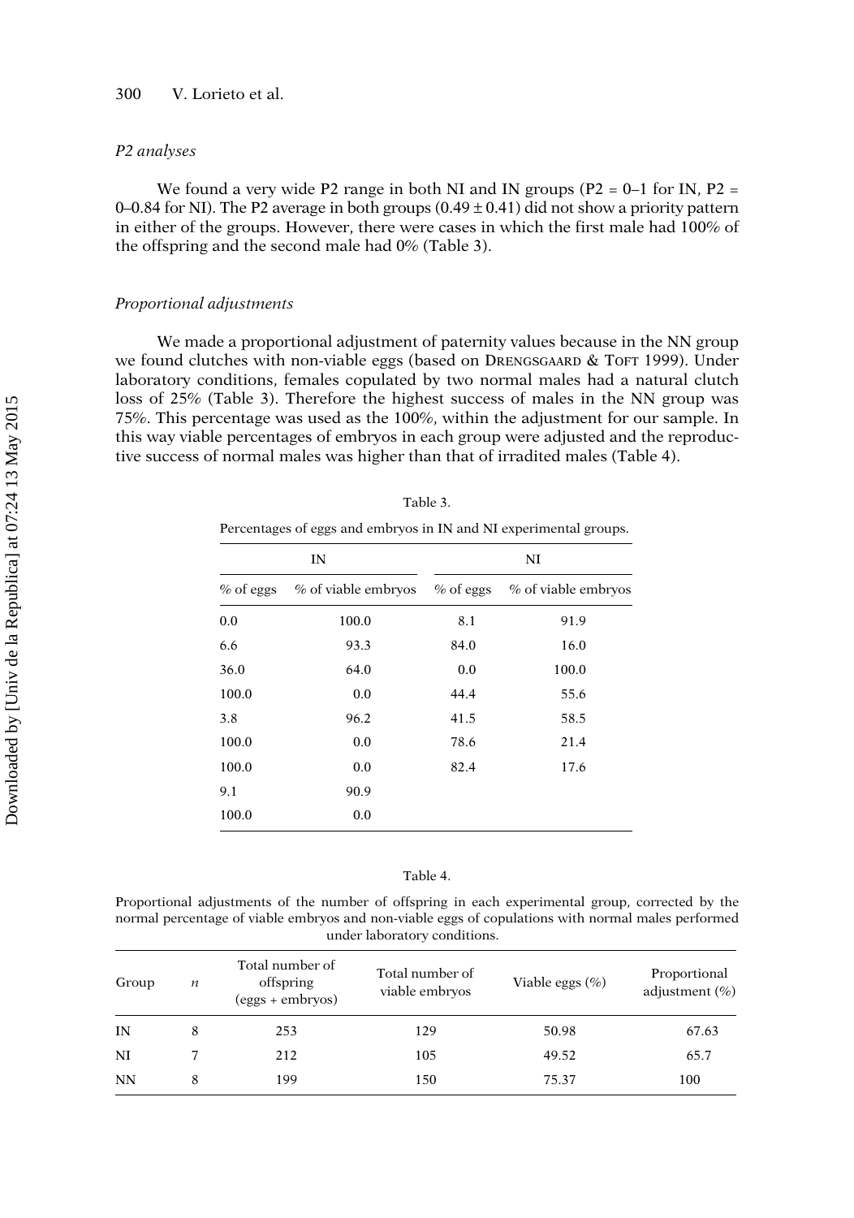### *P2 analyses*

We found a very wide P2 range in both NI and IN groups (P2 = 0–1 for IN, P2 = 0–0.84 for NI). The P2 average in both groups (0.49 ± 0.41) did not show a priority pattern in either of the groups. However, there were cases in which the first male had 100% of the offspring and the second male had 0% (Table 3).

### *Proportional adjustments*

We made a proportional adjustment of paternity values because in the NN group we found clutches with non-viable eggs (based on Drengsgaard & Toft 1999). Under laboratory conditions, females copulated by two normal males had a natural clutch loss of 25% (Table 3). Therefore the highest success of males in the NN group was 75%. This percentage was used as the 100%, within the adjustment for our sample. In this way viable percentages of embryos in each group were adjusted and the reproductive success of normal males was higher than that of irradited males (Table 4).

Table 3.

Percentages of eggs and embryos in IN and NI experimental groups.

| IN | | NI | |
|---|---|---|---|
| % of eggs | % of viable embryos | % of eggs | % of viable embryos |
| 0.0 | 100.0 | 8.1 | 91.9 |
| 6.6 | 93.3 | 84.0 | 16.0 |
| 36.0 | 64.0 | 0.0 | 100.0 |
| 100.0 | 0.0 | 44.4 | 55.6 |
| 3.8 | 96.2 | 41.5 | 58.5 |
| 100.0 | 0.0 | 78.6 | 21.4 |
| 100.0 | 0.0 | 82.4 | 17.6 |
| 9.1 | 90.9 | | |
| 100.0 | 0.0 | | |

Table 4.

Proportional adjustments of the number of offspring in each experimental group, corrected by the normal percentage of viable embryos and non-viable eggs of copulations with normal males performed under laboratory conditions.

| Group | $n$ | Total number of offspring (eggs + embryos) | Total number of viable embryos | Viable eggs (%) | Proportional adjustment (%) |
|---|---|---|---|---|---|
| IN | 8 | 253 | 129 | 50.98 | 67.63 |
| NI | 7 | 212 | 105 | 49.52 | 65.7 |
| NN | 8 | 199 | 150 | 75.37 | 100 |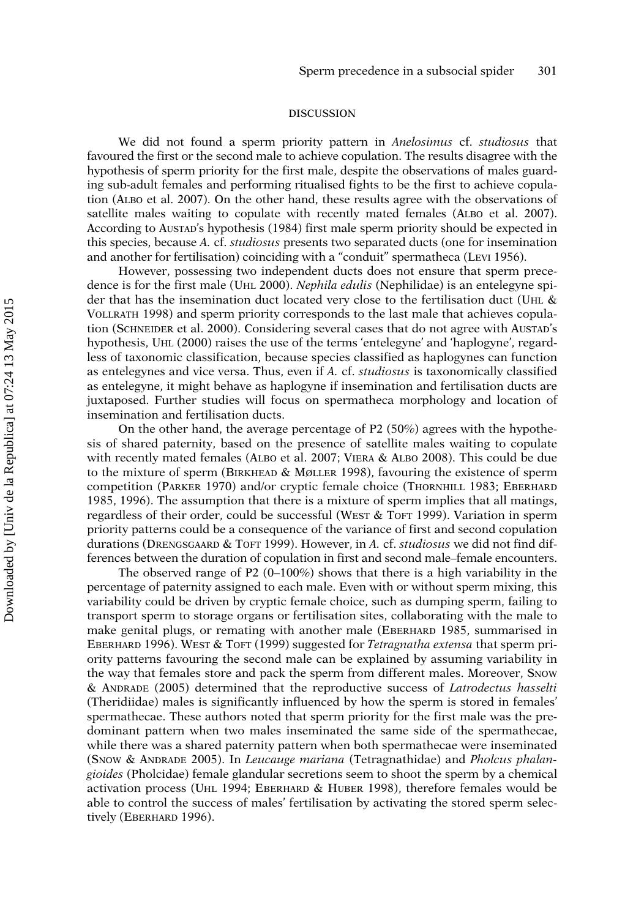## DISCUSSION

We did not found a sperm priority pattern in *Anelosimus* cf. *studiosus* that favoured the first or the second male to achieve copulation. The results disagree with the hypothesis of sperm priority for the first male, despite the observations of males guarding sub-adult females and performing ritualised fights to be the first to achieve copulation (Albo et al. 2007). On the other hand, these results agree with the observations of satellite males waiting to copulate with recently mated females (Albo et al. 2007). According to Austad's hypothesis (1984) first male sperm priority should be expected in this species, because *A.* cf. *studiosus* presents two separated ducts (one for insemination and another for fertilisation) coinciding with a "conduit" spermatheca (Levi 1956).

However, possessing two independent ducts does not ensure that sperm precedence is for the first male (Uhl 2000). *Nephila edulis* (Nephilidae) is an entelegyne spider that has the insemination duct located very close to the fertilisation duct (Uhl & Vollrath 1998) and sperm priority corresponds to the last male that achieves copulation (Schneider et al. 2000). Considering several cases that do not agree with Austad's hypothesis, Uhl (2000) raises the use of the terms 'entelegyne' and 'haplogyne', regardless of taxonomic classification, because species classified as haplogynes can function as entelegynes and vice versa. Thus, even if *A.* cf. *studiosus* is taxonomically classified as entelegyne, it might behave as haplogyne if insemination and fertilisation ducts are juxtaposed. Further studies will focus on spermatheca morphology and location of insemination and fertilisation ducts.

On the other hand, the average percentage of P2 (50%) agrees with the hypothesis of shared paternity, based on the presence of satellite males waiting to copulate with recently mated females (Albo et al. 2007; Viera & Albo 2008). This could be due to the mixture of sperm (Birkhead & Møller 1998), favouring the existence of sperm competition (Parker 1970) and/or cryptic female choice (Thornhill 1983; Eberhard 1985, 1996). The assumption that there is a mixture of sperm implies that all matings, regardless of their order, could be successful (West & Toft 1999). Variation in sperm priority patterns could be a consequence of the variance of first and second copulation durations (Drengsgaard & Toft 1999). However, in *A.* cf. *studiosus* we did not find differences between the duration of copulation in first and second male–female encounters.

The observed range of P2 (0–100%) shows that there is a high variability in the percentage of paternity assigned to each male. Even with or without sperm mixing, this variability could be driven by cryptic female choice, such as dumping sperm, failing to transport sperm to storage organs or fertilisation sites, collaborating with the male to make genital plugs, or remating with another male (Eberhard 1985, summarised in Eberhard 1996). West & Toft (1999) suggested for *Tetragnatha extensa* that sperm priority patterns favouring the second male can be explained by assuming variability in the way that females store and pack the sperm from different males. Moreover, Snow & Andrade (2005) determined that the reproductive success of *Latrodectus hasselti* (Theridiidae) males is significantly influenced by how the sperm is stored in females' spermathecae. These authors noted that sperm priority for the first male was the predominant pattern when two males inseminated the same side of the spermathecae, while there was a shared paternity pattern when both spermathecae were inseminated (Snow & Andrade 2005). In *Leucauge mariana* (Tetragnathidae) and *Pholcus phalangioides* (Pholcidae) female glandular secretions seem to shoot the sperm by a chemical activation process (Uhl 1994; Eberhard & Huber 1998), therefore females would be able to control the success of males' fertilisation by activating the stored sperm selectively (Eberhard 1996).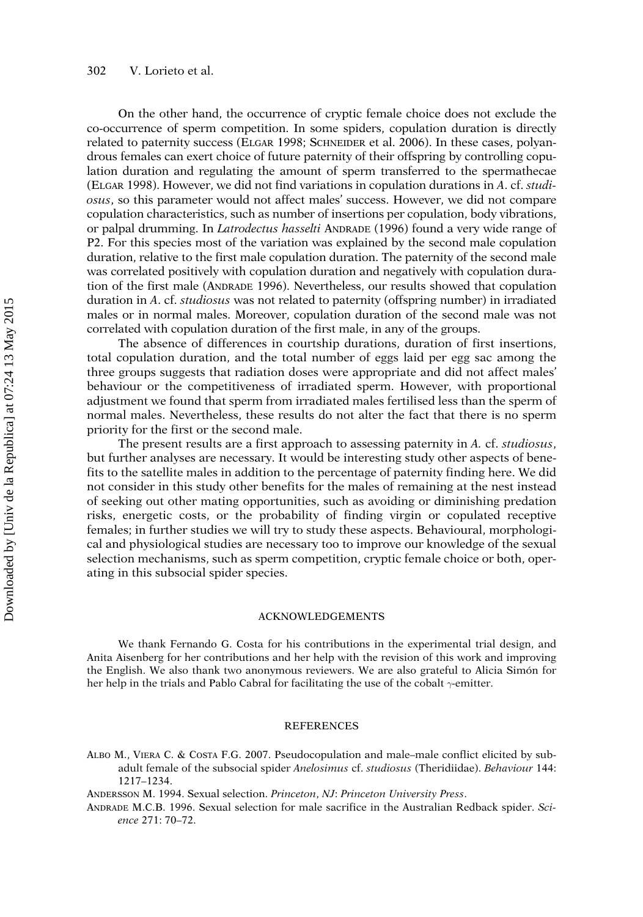On the other hand, the occurrence of cryptic female choice does not exclude the co-occurrence of sperm competition. In some spiders, copulation duration is directly related to paternity success (Elgar 1998; Schneider et al. 2006). In these cases, polyandrous females can exert choice of future paternity of their offspring by controlling copulation duration and regulating the amount of sperm transferred to the spermathecae (Elgar 1998). However, we did not find variations in copulation durations in *A.* cf. *studiosus*, so this parameter would not affect males' success. However, we did not compare copulation characteristics, such as number of insertions per copulation, body vibrations, or palpal drumming. In *Latrodectus hasselti* Andrade (1996) found a very wide range of P2. For this species most of the variation was explained by the second male copulation duration, relative to the first male copulation duration. The paternity of the second male was correlated positively with copulation duration and negatively with copulation duration of the first male (Andrade 1996). Nevertheless, our results showed that copulation duration in *A.* cf. *studiosus* was not related to paternity (offspring number) in irradiated males or in normal males. Moreover, copulation duration of the second male was not correlated with copulation duration of the first male, in any of the groups.

The absence of differences in courtship durations, duration of first insertions, total copulation duration, and the total number of eggs laid per egg sac among the three groups suggests that radiation doses were appropriate and did not affect males' behaviour or the competitiveness of irradiated sperm. However, with proportional adjustment we found that sperm from irradiated males fertilised less than the sperm of normal males. Nevertheless, these results do not alter the fact that there is no sperm priority for the first or the second male.

The present results are a first approach to assessing paternity in *A.* cf. *studiosus*, but further analyses are necessary. It would be interesting study other aspects of benefits to the satellite males in addition to the percentage of paternity finding here. We did not consider in this study other benefits for the males of remaining at the nest instead of seeking out other mating opportunities, such as avoiding or diminishing predation risks, energetic costs, or the probability of finding virgin or copulated receptive females; in further studies we will try to study these aspects. Behavioural, morphological and physiological studies are necessary too to improve our knowledge of the sexual selection mechanisms, such as sperm competition, cryptic female choice or both, operating in this subsocial spider species.

## ACKNOWLEDGEMENTS

We thank Fernando G. Costa for his contributions in the experimental trial design, and Anita Aisenberg for her contributions and her help with the revision of this work and improving the English. We also thank two anonymous reviewers. We are also grateful to Alicia Simón for her help in the trials and Pablo Cabral for facilitating the use of the cobalt $\gamma$-emitter.

## REFERENCES

Albo M., Viera C. & Costa F.G. 2007. Pseudocopulation and male–male conflict elicited by subadult female of the subsocial spider *Anelosimus* cf. *studiosus* (Theridiidae). *Behaviour* 144: 1217–1234.

Andersson M. 1994. Sexual selection. *Princeton, NJ*: *Princeton University Press*.

Andrade M.C.B. 1996. Sexual selection for male sacrifice in the Australian Redback spider. *Science* 271: 70–72.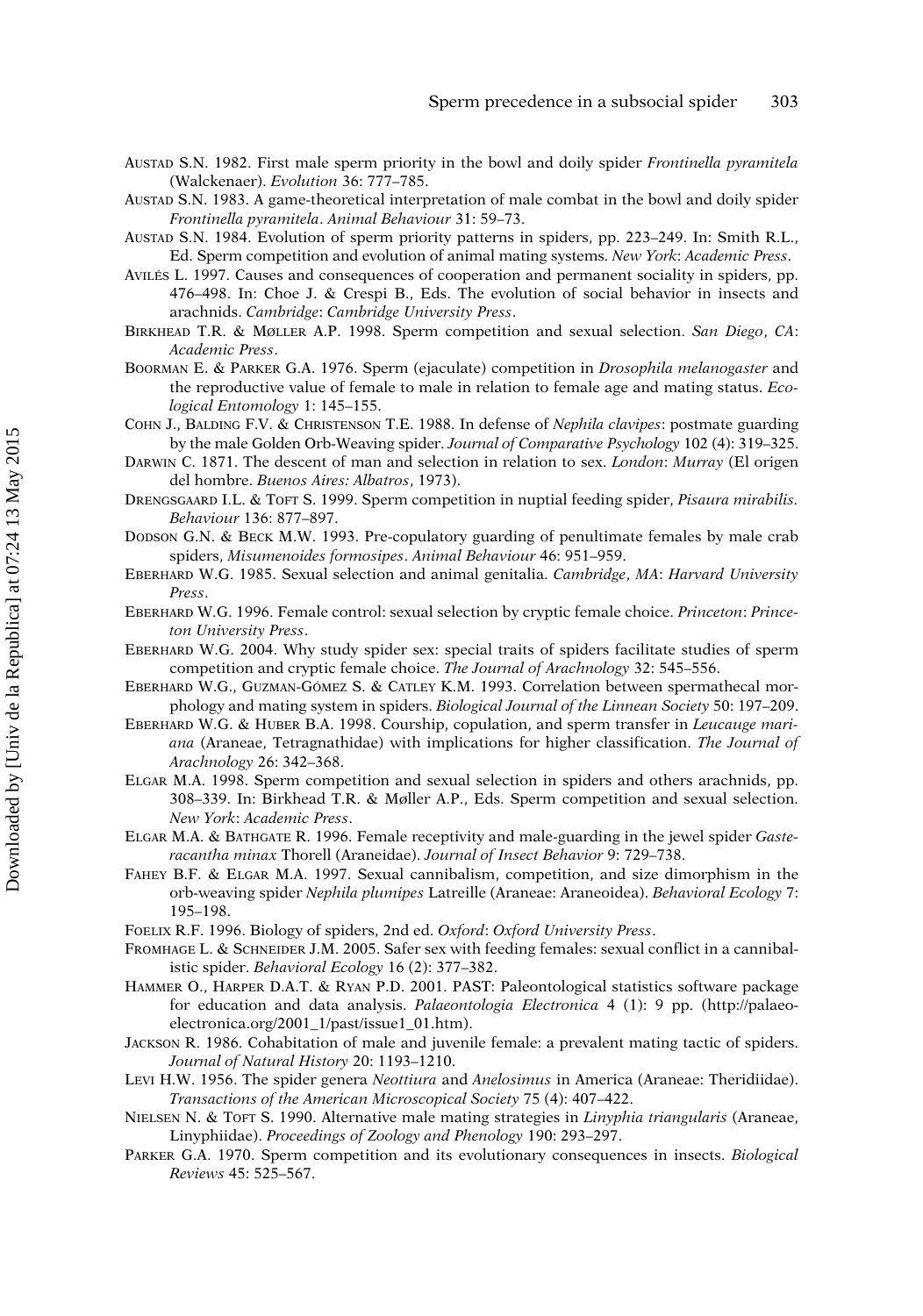Austad S.N. 1982. First male sperm priority in the bowl and doily spider *Frontinella pyramitela* (Walckenaer). *Evolution* 36: 777–785.

Austad S.N. 1983. A game-theoretical interpretation of male combat in the bowl and doily spider *Frontinella pyramitela*. *Animal Behaviour* 31: 59–73.

Austad S.N. 1984. Evolution of sperm priority patterns in spiders, pp. 223–249. In: Smith R.L., Ed. Sperm competition and evolution of animal mating systems. *New York*: *Academic Press*.

Avilés L. 1997. Causes and consequences of cooperation and permanent sociality in spiders, pp. 476–498. In: Choe J. & Crespi B., Eds. The evolution of social behavior in insects and arachnids. *Cambridge*: *Cambridge University Press*.

Birkhead T.R. & Møller A.P. 1998. Sperm competition and sexual selection. *San Diego*, *CA*: *Academic Press*.

Boorman E. & Parker G.A. 1976. Sperm (ejaculate) competition in *Drosophila melanogaster* and the reproductive value of female to male in relation to female age and mating status. *Ecological Entomology* 1: 145–155.

Cohn J., Balding F.V. & Christenson T.E. 1988. In defense of *Nephila clavipes*: postmate guarding by the male Golden Orb-Weaving spider. *Journal of Comparative Psychology* 102 (4): 319–325.

Darwin C. 1871. The descent of man and selection in relation to sex. *London*: *Murray* (El origen del hombre. *Buenos Aires: Albatros*, 1973).

Drengsgaard I.L. & Toft S. 1999. Sperm competition in nuptial feeding spider, *Pisaura mirabilis*. *Behaviour* 136: 877–897.

Dodson G.N. & Beck M.W. 1993. Pre-copulatory guarding of penultimate females by male crab spiders, *Misumenoides formosipes*. *Animal Behaviour* 46: 951–959.

Eberhard W.G. 1985. Sexual selection and animal genitalia. *Cambridge*, *MA*: *Harvard University Press*.

Eberhard W.G. 1996. Female control: sexual selection by cryptic female choice. *Princeton*: *Princeton University Press*.

Eberhard W.G. 2004. Why study spider sex: special traits of spiders facilitate studies of sperm competition and cryptic female choice. *The Journal of Arachnology* 32: 545–556.

Eberhard W.G., Guzman-Gómez S. & Catley K.M. 1993. Correlation between spermathecal morphology and mating system in spiders. *Biological Journal of the Linnean Society* 50: 197–209.

Eberhard W.G. & Huber B.A. 1998. Courship, copulation, and sperm transfer in *Leucauge mariana* (Araneae, Tetragnathidae) with implications for higher classification. *The Journal of Arachnology* 26: 342–368.

Elgar M.A. 1998. Sperm competition and sexual selection in spiders and others arachnids, pp. 308–339. In: Birkhead T.R. & Møller A.P., Eds. Sperm competition and sexual selection. *New York*: *Academic Press*.

Elgar M.A. & Bathgate R. 1996. Female receptivity and male-guarding in the jewel spider *Gasteracantha minax* Thorell (Araneidae). *Journal of Insect Behavior* 9: 729–738.

Fahey B.F. & Elgar M.A. 1997. Sexual cannibalism, competition, and size dimorphism in the orb-weaving spider *Nephila plumipes* Latreille (Araneae: Araneoidea). *Behavioral Ecology* 7: 195–198.

Foelix R.F. 1996. Biology of spiders, 2nd ed. *Oxford*: *Oxford University Press*.

Fromhage L. & Schneider J.M. 2005. Safer sex with feeding females: sexual conflict in a cannibalistic spider. *Behavioral Ecology* 16 (2): 377–382.

Hammer O., Harper D.A.T. & Ryan P.D. 2001. PAST: Paleontological statistics software package for education and data analysis. *Palaeontologia Electronica* 4 (1): 9 pp. (http://palaeo-electronica.org/2001_1/past/issue1_01.htm).

Jackson R. 1986. Cohabitation of male and juvenile female: a prevalent mating tactic of spiders. *Journal of Natural History* 20: 1193–1210.

Levi H.W. 1956. The spider genera *Neottiura* and *Anelosimus* in America (Araneae: Theridiidae). *Transactions of the American Microscopical Society* 75 (4): 407–422.

Nielsen N. & Toft S. 1990. Alternative male mating strategies in *Linyphia triangularis* (Araneae, Linyphiidae). *Proceedings of Zoology and Phenology* 190: 293–297.

Parker G.A. 1970. Sperm competition and its evolutionary consequences in insects. *Biological Reviews* 45: 525–567.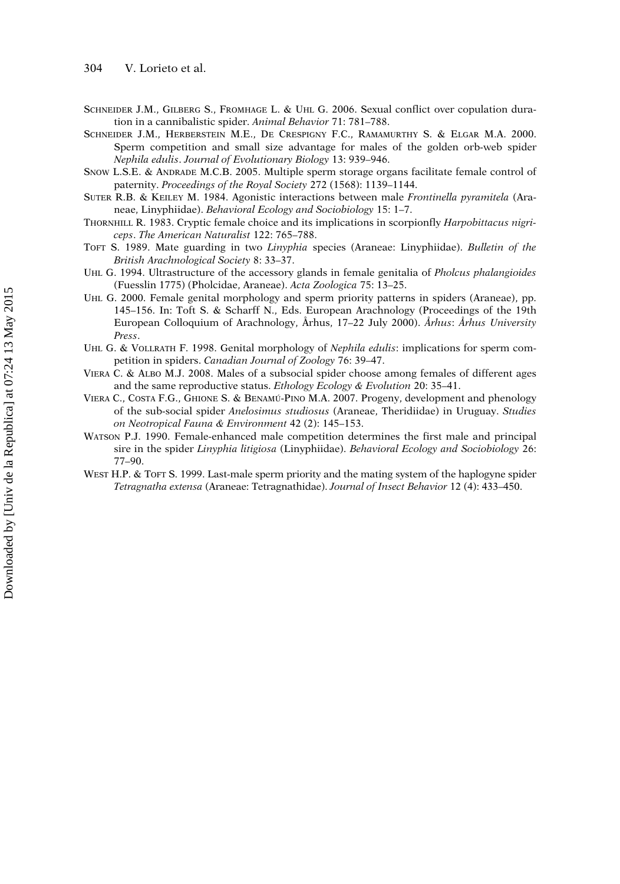Schneider J.M., Gilberg S., Fromhage L. & Uhl G. 2006. Sexual conflict over copulation duration in a cannibalistic spider. *Animal Behavior* 71: 781–788.

Schneider J.M., Herberstein M.E., De Crespigny F.C., Ramamurthy S. & Elgar M.A. 2000. Sperm competition and small size advantage for males of the golden orb-web spider *Nephila edulis*. *Journal of Evolutionary Biology* 13: 939–946.

Snow L.S.E. & Andrade M.C.B. 2005. Multiple sperm storage organs facilitate female control of paternity. *Proceedings of the Royal Society* 272 (1568): 1139–1144.

Suter R.B. & Keiley M. 1984. Agonistic interactions between male *Frontinella pyramitela* (Araneae, Linyphiidae). *Behavioral Ecology and Sociobiology* 15: 1–7.

Thornhill R. 1983. Cryptic female choice and its implications in scorpionfly *Harpobittacus nigriceps*. *The American Naturalist* 122: 765–788.

Toft S. 1989. Mate guarding in two *Linyphia* species (Araneae: Linyphiidae). *Bulletin of the British Arachnological Society* 8: 33–37.

Uhl G. 1994. Ultrastructure of the accessory glands in female genitalia of *Pholcus phalangioides* (Fuesslin 1775) (Pholcidae, Araneae). *Acta Zoologica* 75: 13–25.

Uhl G. 2000. Female genital morphology and sperm priority patterns in spiders (Araneae), pp. 145–156. In: Toft S. & Scharff N., Eds. European Arachnology (Proceedings of the 19th European Colloquium of Arachnology, Århus, 17–22 July 2000). *Århus*: *Århus University Press*.

Uhl G. & Vollrath F. 1998. Genital morphology of *Nephila edulis*: implications for sperm competition in spiders. *Canadian Journal of Zoology* 76: 39–47.

Viera C. & Albo M.J. 2008. Males of a subsocial spider choose among females of different ages and the same reproductive status. *Ethology Ecology & Evolution* 20: 35–41.

Viera C., Costa F.G., Ghione S. & Benamú-Pino M.A. 2007. Progeny, development and phenology of the sub-social spider *Anelosimus studiosus* (Araneae, Theridiidae) in Uruguay. *Studies on Neotropical Fauna & Environment* 42 (2): 145–153.

Watson P.J. 1990. Female-enhanced male competition determines the first male and principal sire in the spider *Linyphia litigiosa* (Linyphiidae). *Behavioral Ecology and Sociobiology* 26: 77–90.

West H.P. & Toft S. 1999. Last-male sperm priority and the mating system of the haplogyne spider *Tetragnatha extensa* (Araneae: Tetragnathidae). *Journal of Insect Behavior* 12 (4): 433–450.